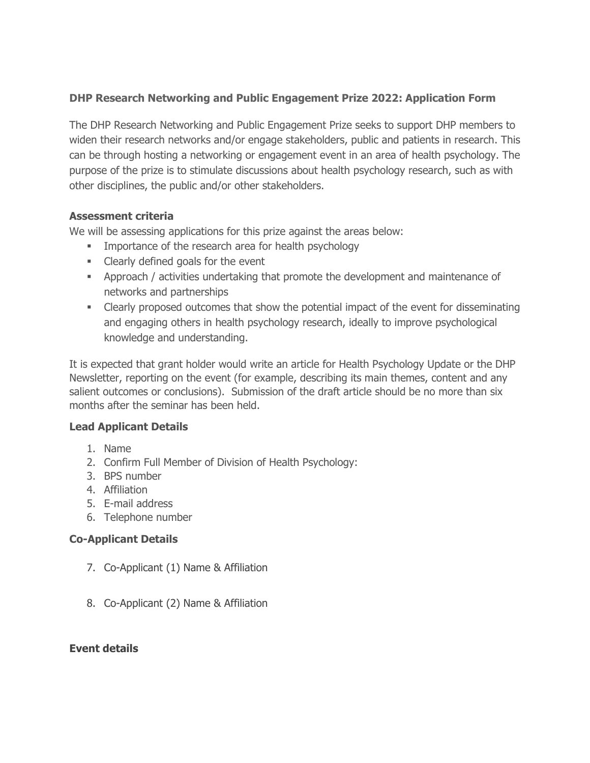**DHP Research Networking and Public Engagement Prize 2022: Application Form**

The DHP Research Networking and Public Engagement Prize seeks to support DHP members to widen their research networks and/or engage stakeholders, public and patients in research. This can be through hosting a networking or engagement event in an area of health psychology. The purpose of the prize is to stimulate discussions about health psychology research, such as with other disciplines, the public and/or other stakeholders.

**Assessment criteria**

We will be assessing applications for this prize against the areas below:

- Importance of the research area for health psychology
- Clearly defined goals for the event
- Approach / activities undertaking that promote the development and maintenance of networks and partnerships
- Clearly proposed outcomes that show the potential impact of the event for disseminating and engaging others in health psychology research, ideally to improve psychological knowledge and understanding.

It is expected that grant holder would write an article for Health Psychology Update or the DHP Newsletter, reporting on the event (for example, describing its main themes, content and any salient outcomes or conclusions). Submission of the draft article should be no more than six months after the seminar has been held.

**Lead Applicant Details**

1. Name
2. Confirm Full Member of Division of Health Psychology:
3. BPS number
4. Affiliation
5. E-mail address
6. Telephone number

**Co-Applicant Details**

7. Co-Applicant (1) Name & Affiliation

8. Co-Applicant (2) Name & Affiliation

**Event details**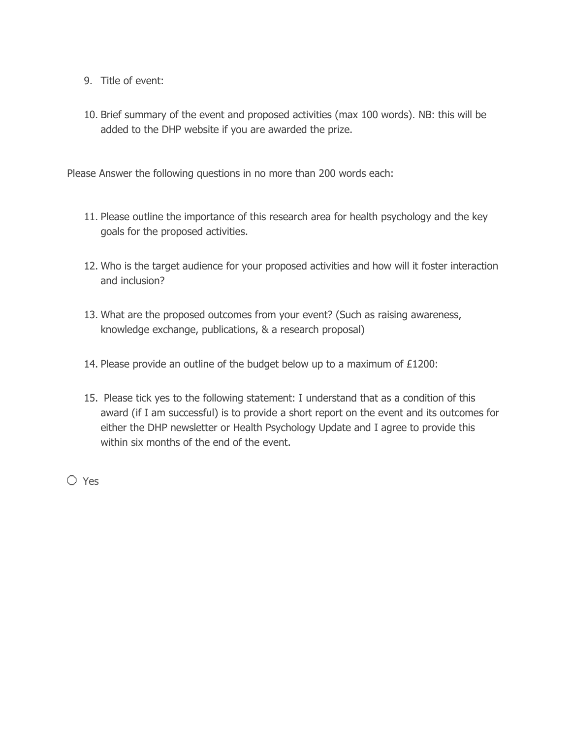9. Title of event:

10. Brief summary of the event and proposed activities (max 100 words). NB: this will be added to the DHP website if you are awarded the prize.

Please Answer the following questions in no more than 200 words each:

11. Please outline the importance of this research area for health psychology and the key goals for the proposed activities.

12. Who is the target audience for your proposed activities and how will it foster interaction and inclusion?

13. What are the proposed outcomes from your event? (Such as raising awareness, knowledge exchange, publications, & a research proposal)

14. Please provide an outline of the budget below up to a maximum of £1200:

15. Please tick yes to the following statement: I understand that as a condition of this award (if I am successful) is to provide a short report on the event and its outcomes for either the DHP newsletter or Health Psychology Update and I agree to provide this within six months of the end of the event.

○ Yes